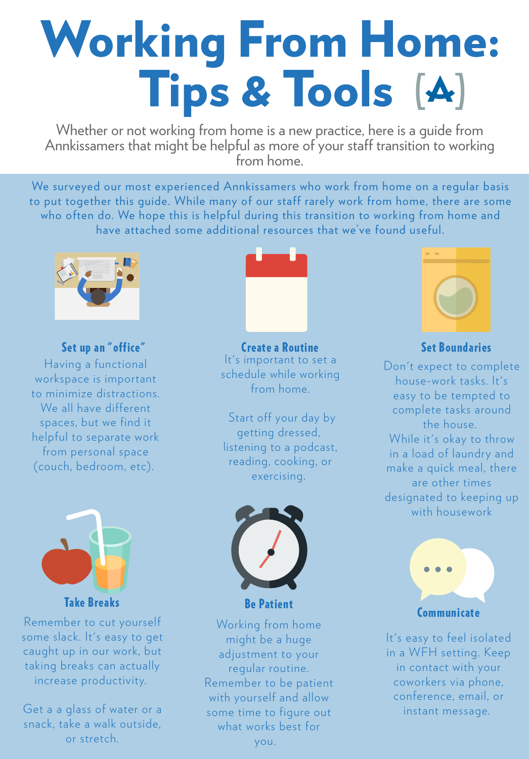# Working From Home: Tips & Tools

Whether or not working from home is a new practice, here is a guide from Annkissamers that might be helpful as more of your staff transition to working from home.

We surveyed our most experienced Annkissamers who work from home on a regular basis to put together this guide. While many of our staff rarely work from home, there are some who often do. We hope this is helpful during this transition to working from home and have attached some additional resources that we've found useful.

### Set up an "office"

Having a functional workspace is important to minimize distractions. We all have different spaces, but we find it helpful to separate work from personal space (couch, bedroom, etc).

### Create a Routine

It's important to set a schedule while working from home.

Start off your day by getting dressed, listening to a podcast, reading, cooking, or exercising.

### Set Boundaries

Don't expect to complete house-work tasks. It's easy to be tempted to complete tasks around the house.
While it's okay to throw in a load of laundry and make a quick meal, there are other times designated to keeping up with housework

### Take Breaks

Remember to cut yourself some slack. It's easy to get caught up in our work, but taking breaks can actually increase productivity.

Get a a glass of water or a snack, take a walk outside, or stretch.

### Be Patient

Working from home might be a huge adjustment to your regular routine. Remember to be patient with yourself and allow some time to figure out what works best for you.

### Communicate

It's easy to feel isolated in a WFH setting. Keep in contact with your coworkers via phone, conference, email, or instant message.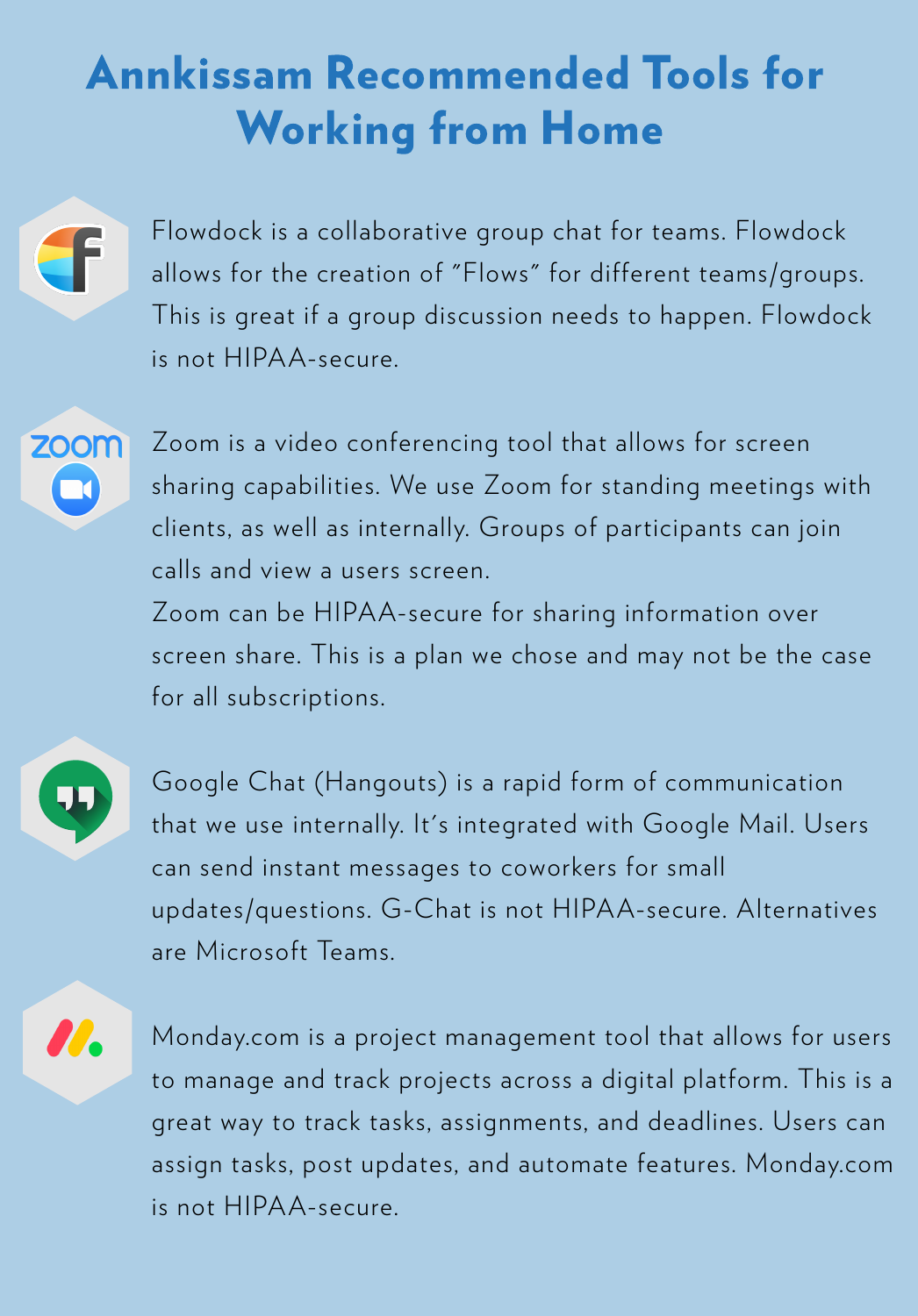# Annkissam Recommended Tools for Working from Home

Flowdock is a collaborative group chat for teams. Flowdock allows for the creation of "Flows" for different teams/groups. This is great if a group discussion needs to happen. Flowdock is not HIPAA-secure.

Zoom is a video conferencing tool that allows for screen sharing capabilities. We use Zoom for standing meetings with clients, as well as internally. Groups of participants can join calls and view a users screen.

Zoom can be HIPAA-secure for sharing information over screen share. This is a plan we chose and may not be the case for all subscriptions.

Google Chat (Hangouts) is a rapid form of communication that we use internally. It's integrated with Google Mail. Users can send instant messages to coworkers for small updates/questions. G-Chat is not HIPAA-secure. Alternatives are Microsoft Teams.

Monday.com is a project management tool that allows for users to manage and track projects across a digital platform. This is a great way to track tasks, assignments, and deadlines. Users can assign tasks, post updates, and automate features. Monday.com is not HIPAA-secure.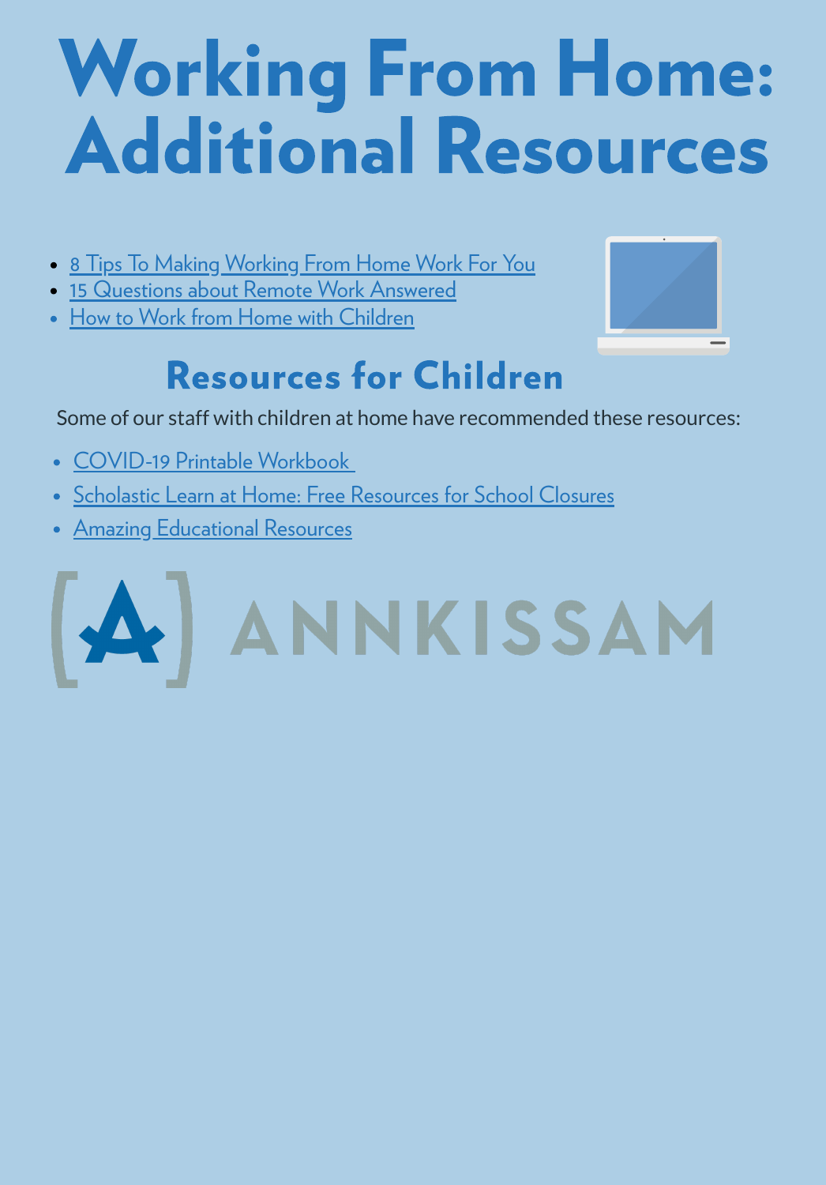# Working From Home: Additional Resources

- 8 Tips To Making Working From Home Work For You
- 15 Questions about Remote Work Answered
- How to Work from Home with Children

## Resources for Children

Some of our staff with children at home have recommended these resources:

- COVID-19 Printable Workbook
- Scholastic Learn at Home: Free Resources for School Closures
- Amazing Educational Resources

[A] ANNKISSAM